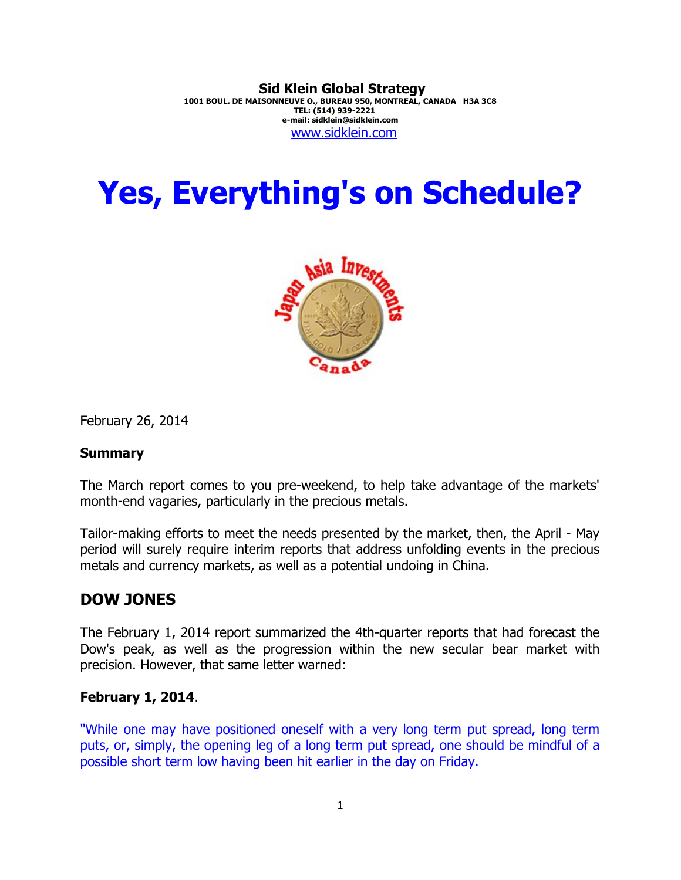**Sid Klein Global Strategy**
**1001 BOUL. DE MAISONNEUVE O., BUREAU 950, MONTREAL, CANADA H3A 3C8**
**TEL: (514) 939-2221**
**e-mail: sidklein@sidklein.com**
www.sidklein.com

# Yes, Everything's on Schedule?

February 26, 2014

**Summary**

The March report comes to you pre-weekend, to help take advantage of the markets' month-end vagaries, particularly in the precious metals.

Tailor-making efforts to meet the needs presented by the market, then, the April - May period will surely require interim reports that address unfolding events in the precious metals and currency markets, as well as a potential undoing in China.

## DOW JONES

The February 1, 2014 report summarized the 4th-quarter reports that had forecast the Dow's peak, as well as the progression within the new secular bear market with precision. However, that same letter warned:

**February 1, 2014**.

"While one may have positioned oneself with a very long term put spread, long term puts, or, simply, the opening leg of a long term put spread, one should be mindful of a possible short term low having been hit earlier in the day on Friday.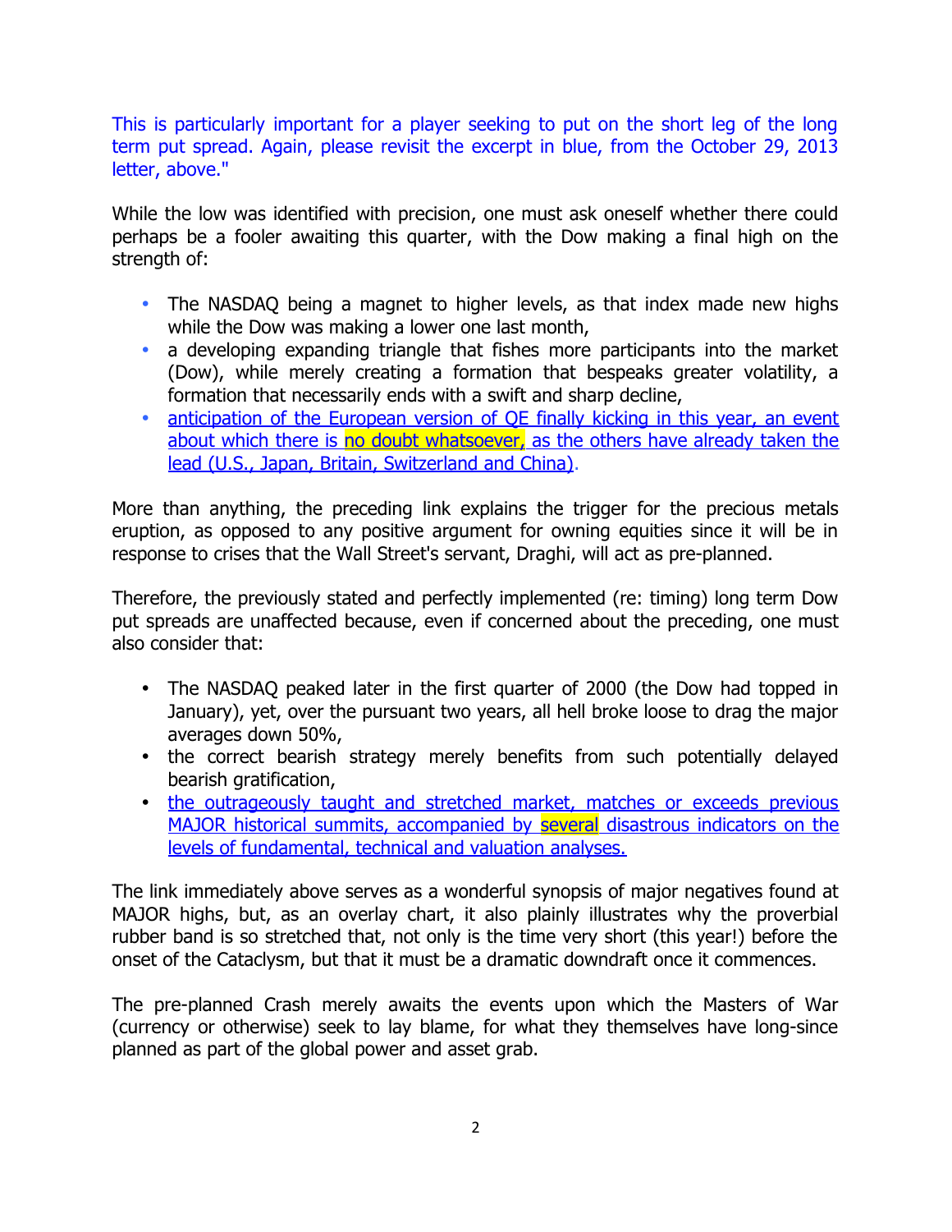This is particularly important for a player seeking to put on the short leg of the long term put spread. Again, please revisit the excerpt in blue, from the October 29, 2013 letter, above."

While the low was identified with precision, one must ask oneself whether there could perhaps be a fooler awaiting this quarter, with the Dow making a final high on the strength of:

- The NASDAQ being a magnet to higher levels, as that index made new highs while the Dow was making a lower one last month,
- a developing expanding triangle that fishes more participants into the market (Dow), while merely creating a formation that bespeaks greater volatility, a formation that necessarily ends with a swift and sharp decline,
- anticipation of the European version of QE finally kicking in this year, an event about which there is no doubt whatsoever, as the others have already taken the lead (U.S., Japan, Britain, Switzerland and China).

More than anything, the preceding link explains the trigger for the precious metals eruption, as opposed to any positive argument for owning equities since it will be in response to crises that the Wall Street's servant, Draghi, will act as pre-planned.

Therefore, the previously stated and perfectly implemented (re: timing) long term Dow put spreads are unaffected because, even if concerned about the preceding, one must also consider that:

- The NASDAQ peaked later in the first quarter of 2000 (the Dow had topped in January), yet, over the pursuant two years, all hell broke loose to drag the major averages down 50%,
- the correct bearish strategy merely benefits from such potentially delayed bearish gratification,
- the outrageously taught and stretched market, matches or exceeds previous MAJOR historical summits, accompanied by several disastrous indicators on the levels of fundamental, technical and valuation analyses.

The link immediately above serves as a wonderful synopsis of major negatives found at MAJOR highs, but, as an overlay chart, it also plainly illustrates why the proverbial rubber band is so stretched that, not only is the time very short (this year!) before the onset of the Cataclysm, but that it must be a dramatic downdraft once it commences.

The pre-planned Crash merely awaits the events upon which the Masters of War (currency or otherwise) seek to lay blame, for what they themselves have long-since planned as part of the global power and asset grab.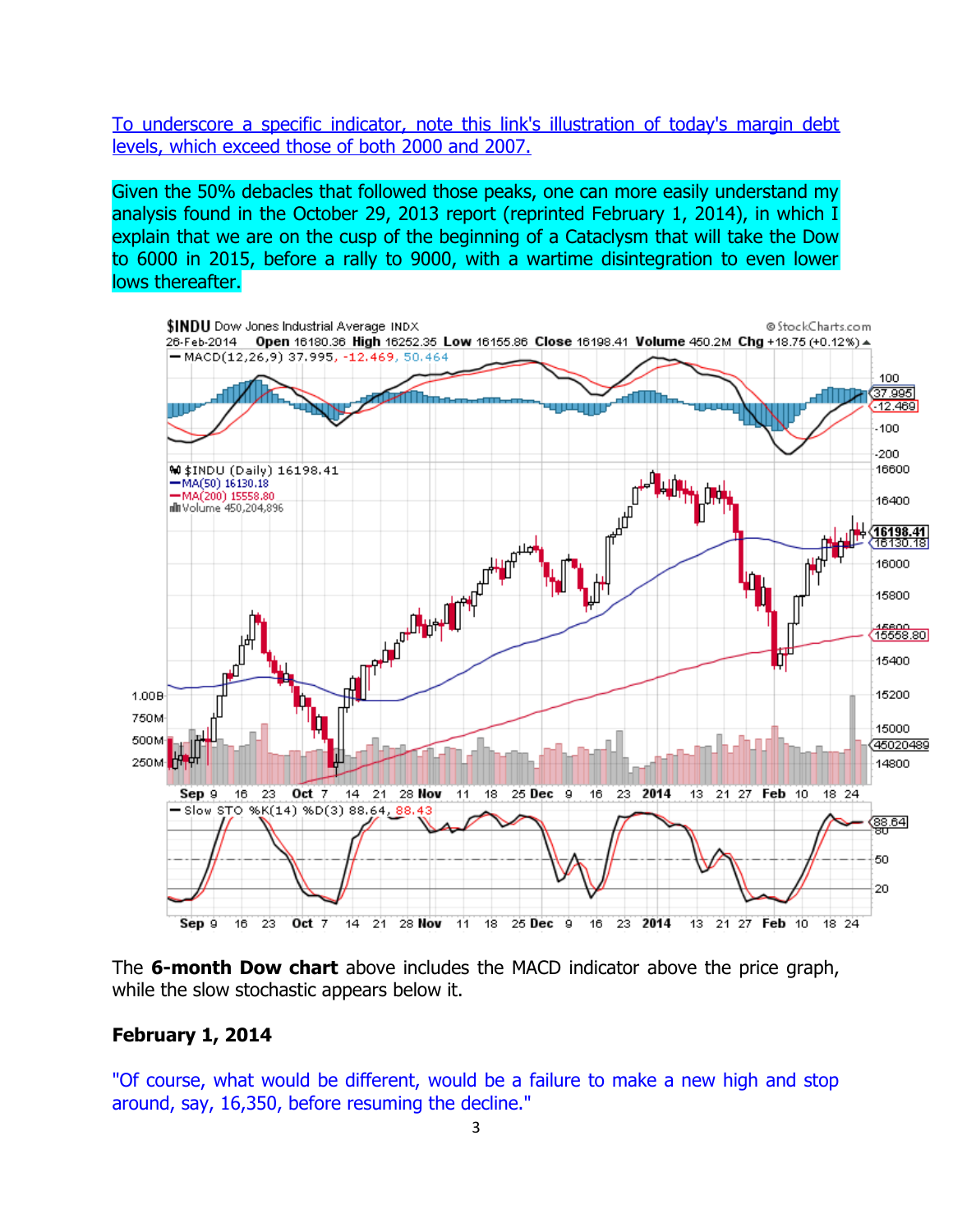To underscore a specific indicator, note this link's illustration of today's margin debt levels, which exceed those of both 2000 and 2007.

Given the 50% debacles that followed those peaks, one can more easily understand my analysis found in the October 29, 2013 report (reprinted February 1, 2014), in which I explain that we are on the cusp of the beginning of a Cataclysm that will take the Dow to 6000 in 2015, before a rally to 9000, with a wartime disintegration to even lower lows thereafter.

The **6-month Dow chart** above includes the MACD indicator above the price graph, while the slow stochastic appears below it.

**February 1, 2014**

"Of course, what would be different, would be a failure to make a new high and stop around, say, 16,350, before resuming the decline."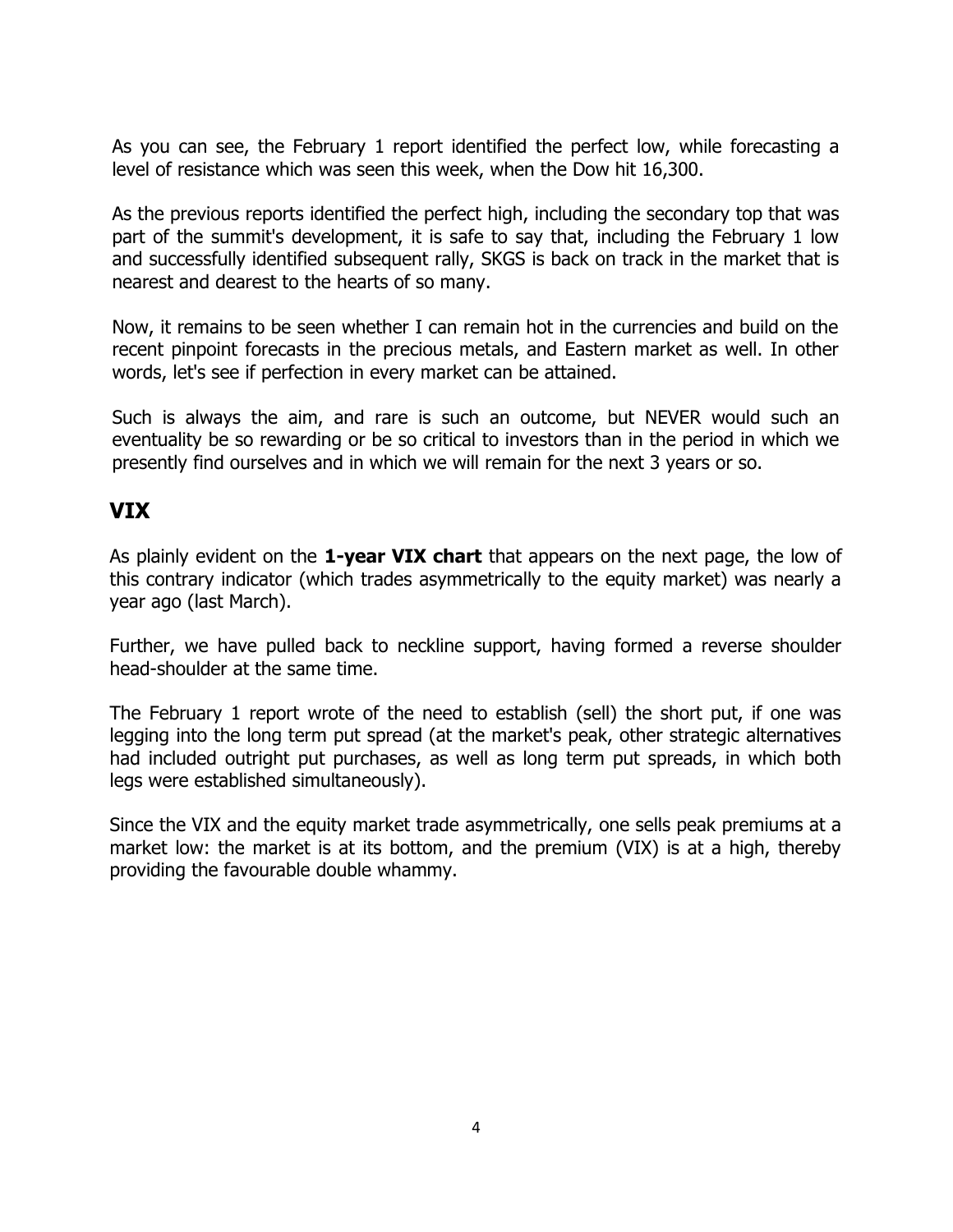As you can see, the February 1 report identified the perfect low, while forecasting a level of resistance which was seen this week, when the Dow hit 16,300.

As the previous reports identified the perfect high, including the secondary top that was part of the summit's development, it is safe to say that, including the February 1 low and successfully identified subsequent rally, SKGS is back on track in the market that is nearest and dearest to the hearts of so many.

Now, it remains to be seen whether I can remain hot in the currencies and build on the recent pinpoint forecasts in the precious metals, and Eastern market as well. In other words, let's see if perfection in every market can be attained.

Such is always the aim, and rare is such an outcome, but NEVER would such an eventuality be so rewarding or be so critical to investors than in the period in which we presently find ourselves and in which we will remain for the next 3 years or so.

## VIX

As plainly evident on the **1-year VIX chart** that appears on the next page, the low of this contrary indicator (which trades asymmetrically to the equity market) was nearly a year ago (last March).

Further, we have pulled back to neckline support, having formed a reverse shoulder head-shoulder at the same time.

The February 1 report wrote of the need to establish (sell) the short put, if one was legging into the long term put spread (at the market's peak, other strategic alternatives had included outright put purchases, as well as long term put spreads, in which both legs were established simultaneously).

Since the VIX and the equity market trade asymmetrically, one sells peak premiums at a market low: the market is at its bottom, and the premium (VIX) is at a high, thereby providing the favourable double whammy.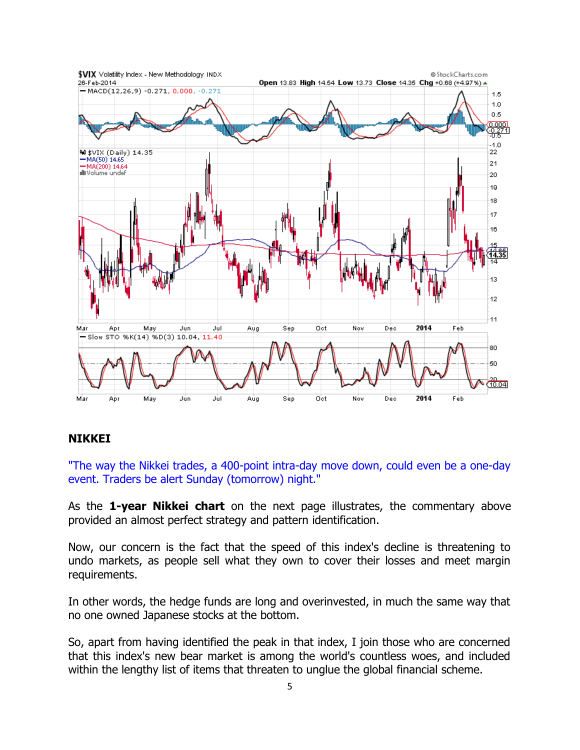## NIKKEI

"The way the Nikkei trades, a 400-point intra-day move down, could even be a one-day event. Traders be alert Sunday (tomorrow) night."

As the **1-year Nikkei chart** on the next page illustrates, the commentary above provided an almost perfect strategy and pattern identification.

Now, our concern is the fact that the speed of this index's decline is threatening to undo markets, as people sell what they own to cover their losses and meet margin requirements.

In other words, the hedge funds are long and overinvested, in much the same way that no one owned Japanese stocks at the bottom.

So, apart from having identified the peak in that index, I join those who are concerned that this index's new bear market is among the world's countless woes, and included within the lengthy list of items that threaten to unglue the global financial scheme.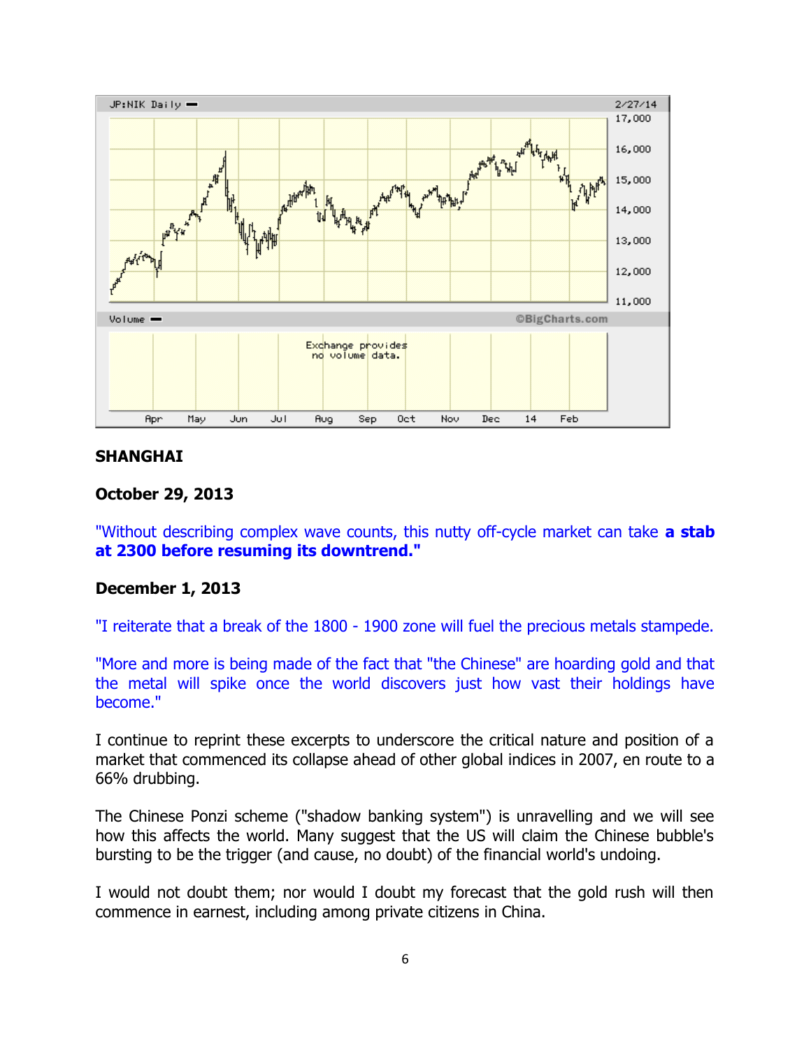**SHANGHAI**

**October 29, 2013**

"Without describing complex wave counts, this nutty off-cycle market can take **a stab at 2300 before resuming its downtrend."**

**December 1, 2013**

"I reiterate that a break of the 1800 - 1900 zone will fuel the precious metals stampede.

"More and more is being made of the fact that "the Chinese" are hoarding gold and that the metal will spike once the world discovers just how vast their holdings have become."

I continue to reprint these excerpts to underscore the critical nature and position of a market that commenced its collapse ahead of other global indices in 2007, en route to a 66% drubbing.

The Chinese Ponzi scheme ("shadow banking system") is unravelling and we will see how this affects the world. Many suggest that the US will claim the Chinese bubble's bursting to be the trigger (and cause, no doubt) of the financial world's undoing.

I would not doubt them; nor would I doubt my forecast that the gold rush will then commence in earnest, including among private citizens in China.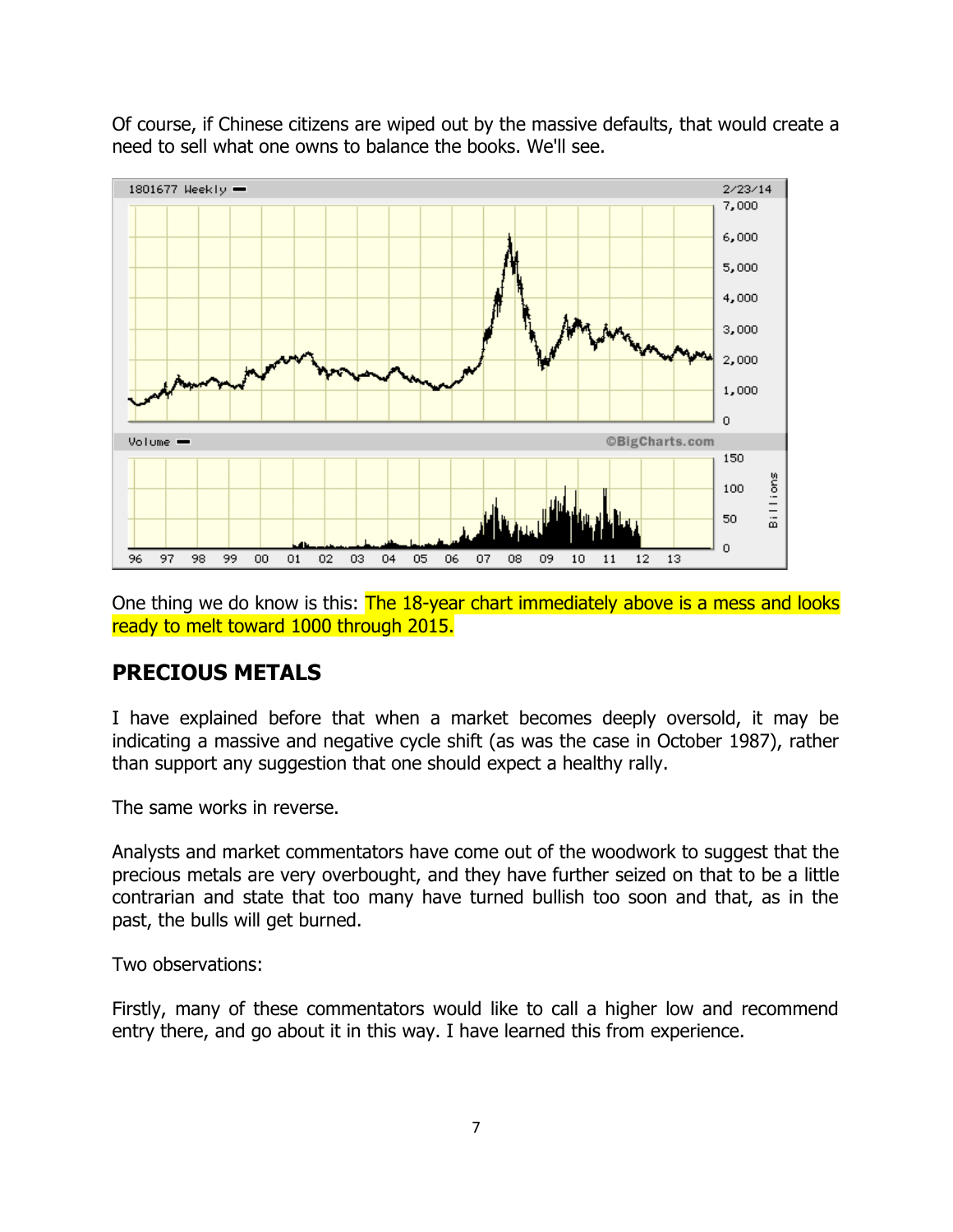Of course, if Chinese citizens are wiped out by the massive defaults, that would create a need to sell what one owns to balance the books. We'll see.

One thing we do know is this: The 18-year chart immediately above is a mess and looks ready to melt toward 1000 through 2015.

## PRECIOUS METALS

I have explained before that when a market becomes deeply oversold, it may be indicating a massive and negative cycle shift (as was the case in October 1987), rather than support any suggestion that one should expect a healthy rally.

The same works in reverse.

Analysts and market commentators have come out of the woodwork to suggest that the precious metals are very overbought, and they have further seized on that to be a little contrarian and state that too many have turned bullish too soon and that, as in the past, the bulls will get burned.

Two observations:

Firstly, many of these commentators would like to call a higher low and recommend entry there, and go about it in this way. I have learned this from experience.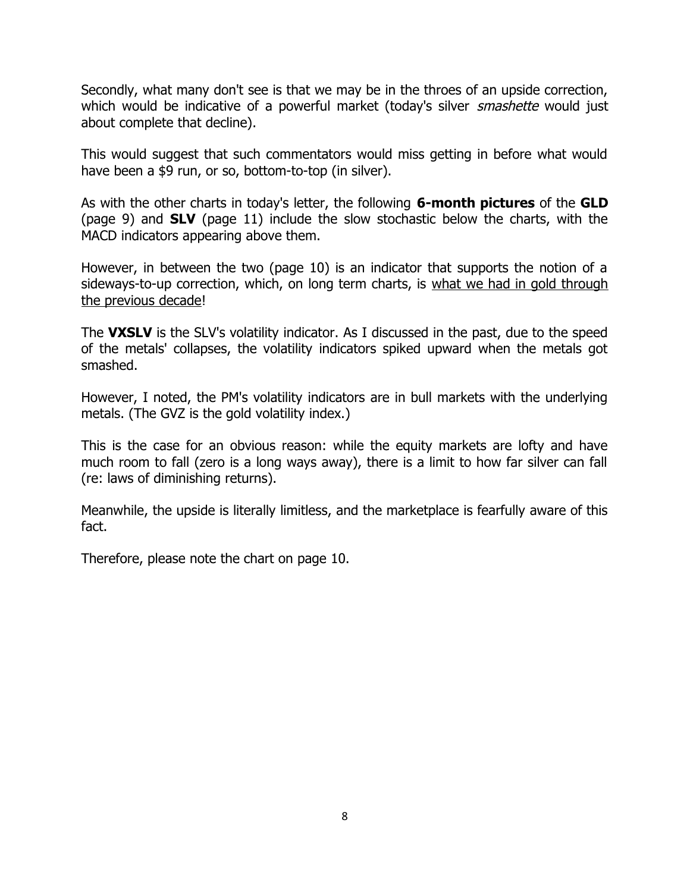Secondly, what many don't see is that we may be in the throes of an upside correction, which would be indicative of a powerful market (today's silver *smashette* would just about complete that decline).

This would suggest that such commentators would miss getting in before what would have been a $9 run, or so, bottom-to-top (in silver).

As with the other charts in today's letter, the following **6-month pictures** of the **GLD** (page 9) and **SLV** (page 11) include the slow stochastic below the charts, with the MACD indicators appearing above them.

However, in between the two (page 10) is an indicator that supports the notion of a sideways-to-up correction, which, on long term charts, is <u>what we had in gold through the previous decade</u>!

The **VXSLV** is the SLV's volatility indicator. As I discussed in the past, due to the speed of the metals' collapses, the volatility indicators spiked upward when the metals got smashed.

However, I noted, the PM's volatility indicators are in bull markets with the underlying metals. (The GVZ is the gold volatility index.)

This is the case for an obvious reason: while the equity markets are lofty and have much room to fall (zero is a long ways away), there is a limit to how far silver can fall (re: laws of diminishing returns).

Meanwhile, the upside is literally limitless, and the marketplace is fearfully aware of this fact.

Therefore, please note the chart on page 10.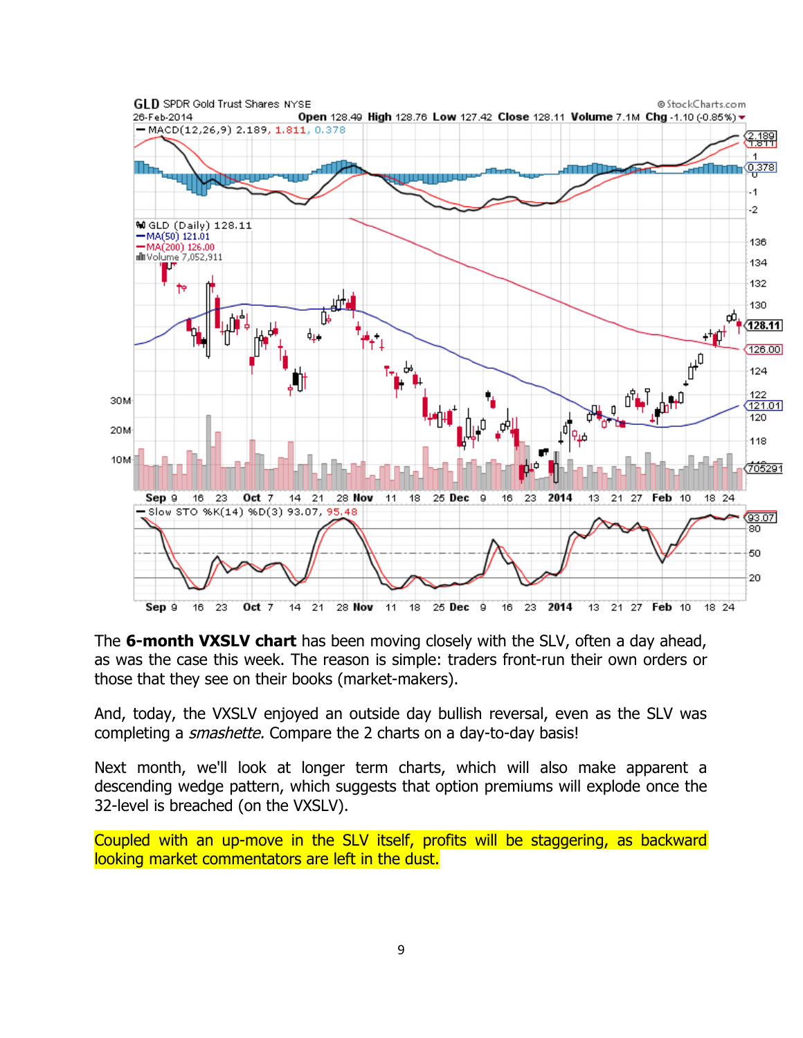The **6-month VXSLV chart** has been moving closely with the SLV, often a day ahead, as was the case this week. The reason is simple: traders front-run their own orders or those that they see on their books (market-makers).

And, today, the VXSLV enjoyed an outside day bullish reversal, even as the SLV was completing a *smashette.* Compare the 2 charts on a day-to-day basis!

Next month, we'll look at longer term charts, which will also make apparent a descending wedge pattern, which suggests that option premiums will explode once the 32-level is breached (on the VXSLV).

Coupled with an up-move in the SLV itself, profits will be staggering, as backward looking market commentators are left in the dust.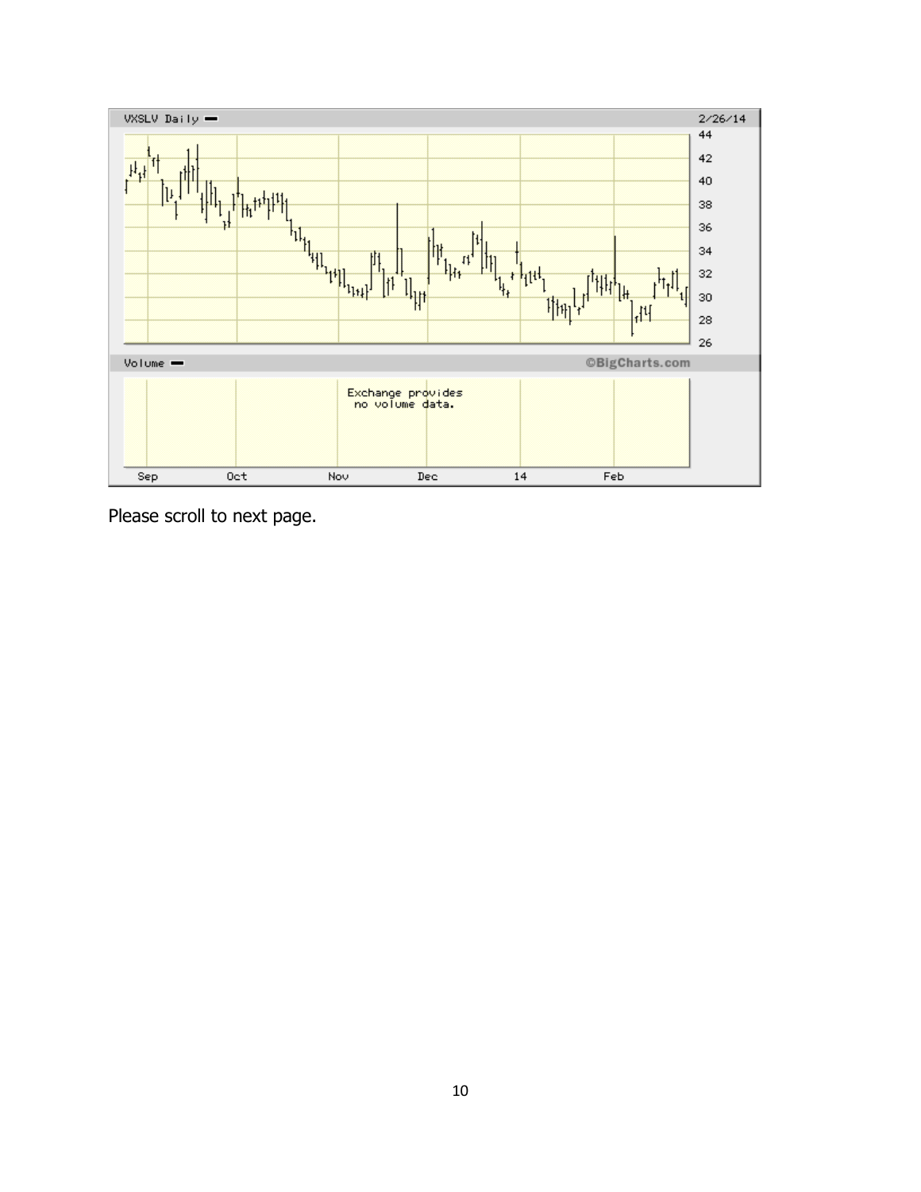VXSLV Daily — 2/26/14

Volume — ©BigCharts.com

Exchange provides no volume data.

Sep Oct Nov Dec 14 Feb

Please scroll to next page.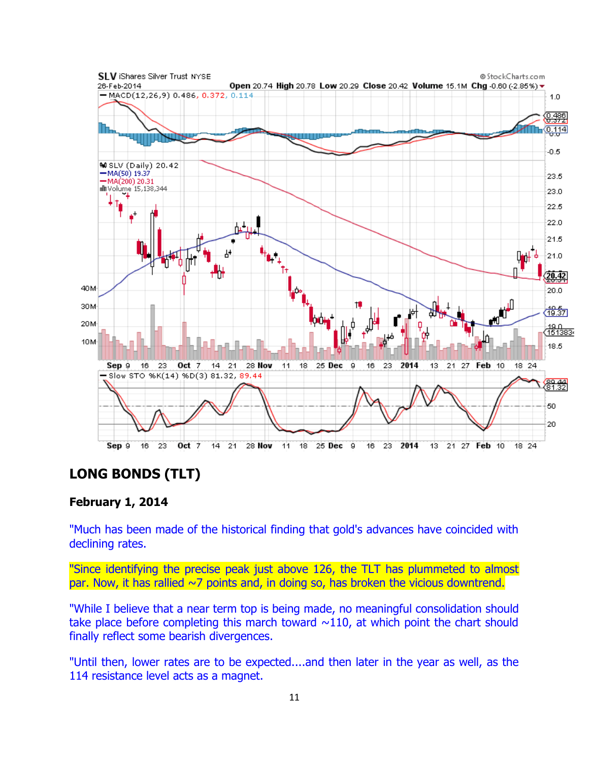## LONG BONDS (TLT)

**February 1, 2014**

"Much has been made of the historical finding that gold's advances have coincided with declining rates.

"Since identifying the precise peak just above 126, the TLT has plummeted to almost par. Now, it has rallied ~7 points and, in doing so, has broken the vicious downtrend.

"While I believe that a near term top is being made, no meaningful consolidation should take place before completing this march toward ~110, at which point the chart should finally reflect some bearish divergences.

"Until then, lower rates are to be expected....and then later in the year as well, as the 114 resistance level acts as a magnet.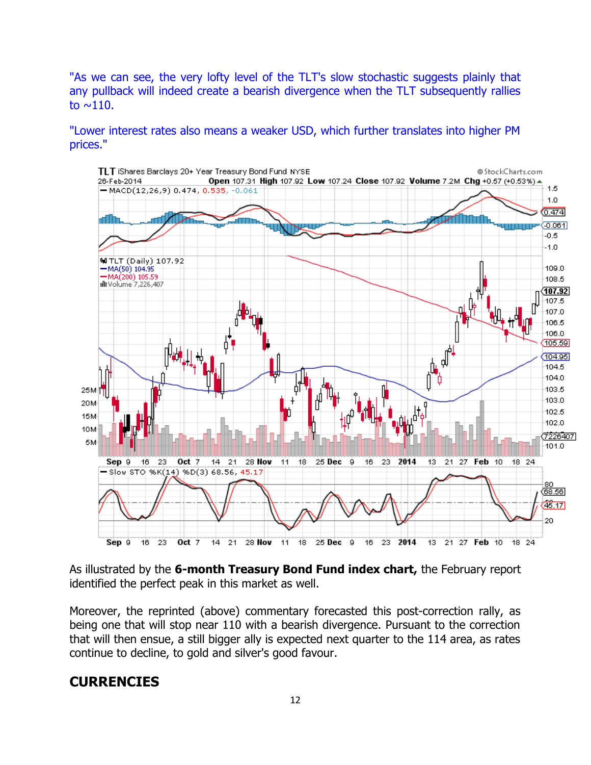"As we can see, the very lofty level of the TLT's slow stochastic suggests plainly that any pullback will indeed create a bearish divergence when the TLT subsequently rallies to ~110.

"Lower interest rates also means a weaker USD, which further translates into higher PM prices."

As illustrated by the **6-month Treasury Bond Fund index chart,** the February report identified the perfect peak in this market as well.

Moreover, the reprinted (above) commentary forecasted this post-correction rally, as being one that will stop near 110 with a bearish divergence. Pursuant to the correction that will then ensue, a still bigger ally is expected next quarter to the 114 area, as rates continue to decline, to gold and silver's good favour.

## CURRENCIES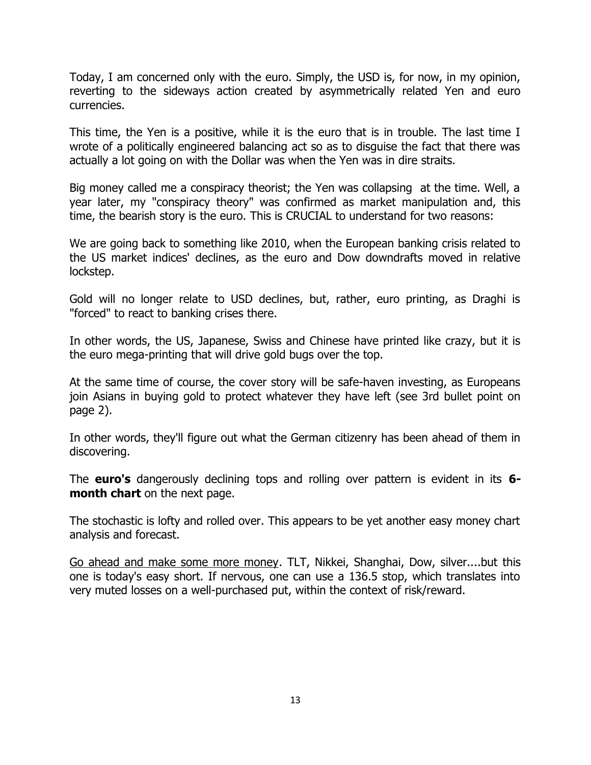Today, I am concerned only with the euro. Simply, the USD is, for now, in my opinion, reverting to the sideways action created by asymmetrically related Yen and euro currencies.

This time, the Yen is a positive, while it is the euro that is in trouble. The last time I wrote of a politically engineered balancing act so as to disguise the fact that there was actually a lot going on with the Dollar was when the Yen was in dire straits.

Big money called me a conspiracy theorist; the Yen was collapsing at the time. Well, a year later, my "conspiracy theory" was confirmed as market manipulation and, this time, the bearish story is the euro. This is CRUCIAL to understand for two reasons:

We are going back to something like 2010, when the European banking crisis related to the US market indices' declines, as the euro and Dow downdrafts moved in relative lockstep.

Gold will no longer relate to USD declines, but, rather, euro printing, as Draghi is "forced" to react to banking crises there.

In other words, the US, Japanese, Swiss and Chinese have printed like crazy, but it is the euro mega-printing that will drive gold bugs over the top.

At the same time of course, the cover story will be safe-haven investing, as Europeans join Asians in buying gold to protect whatever they have left (see 3rd bullet point on page 2).

In other words, they'll figure out what the German citizenry has been ahead of them in discovering.

The **euro's** dangerously declining tops and rolling over pattern is evident in its **6-month chart** on the next page.

The stochastic is lofty and rolled over. This appears to be yet another easy money chart analysis and forecast.

<u>Go ahead and make some more money</u>. TLT, Nikkei, Shanghai, Dow, silver....but this one is today's easy short. If nervous, one can use a 136.5 stop, which translates into very muted losses on a well-purchased put, within the context of risk/reward.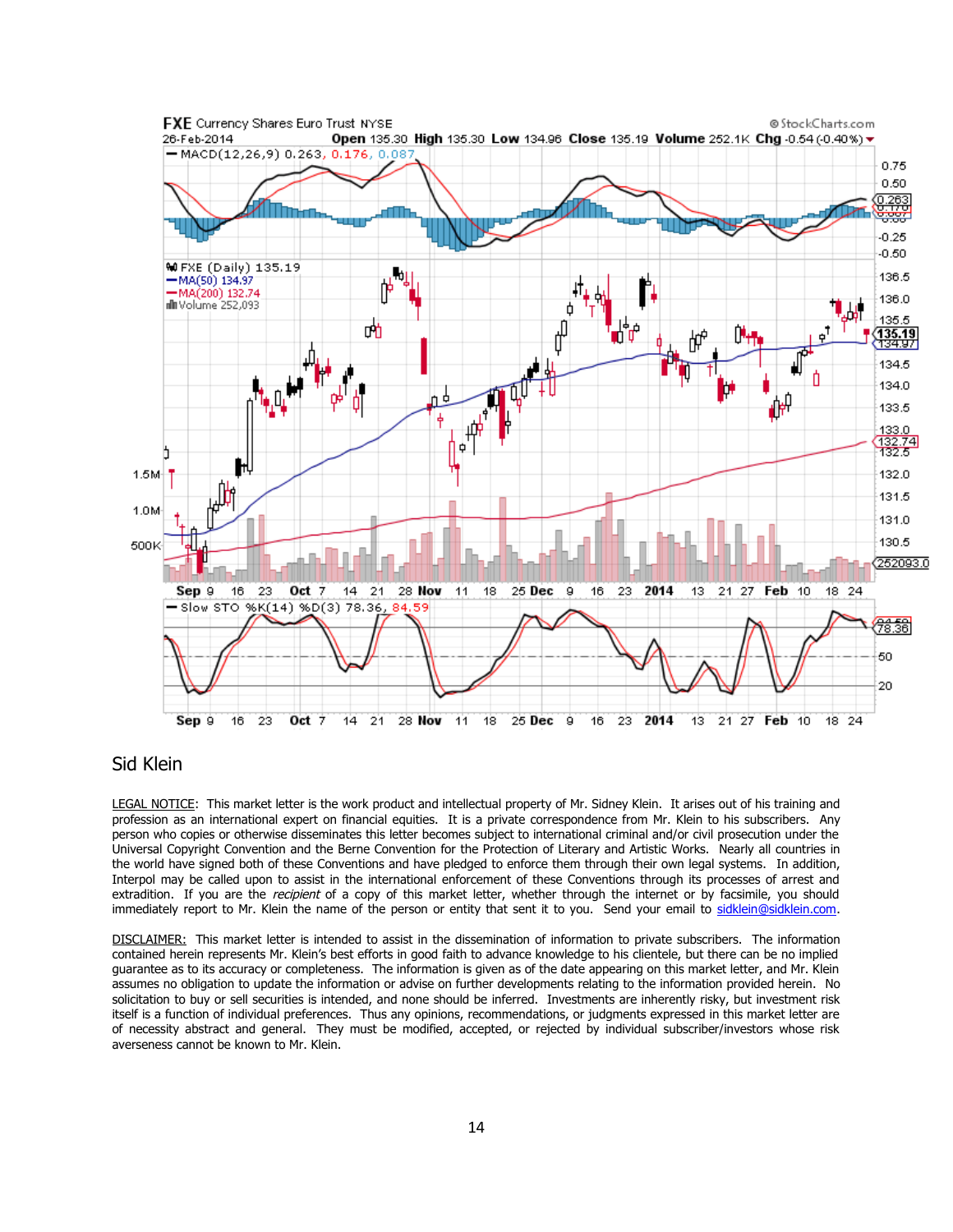FXE Currency Shares Euro Trust NYSE
©StockCharts.com
26-Feb-2014 Open 135.30 High 135.30 Low 134.96 Close 135.19 Volume 252.1K Chg -0.54 (-0.40%)
MACD(12,26,9) 0.263, 0.176, 0.087
0.75
0.50
0.263
0.176
0.087
-0.25
-0.50
FXE (Daily) 135.19
MA(50) 134.97
MA(200) 132.74
Volume 252,093
136.5
136.0
135.5
135.19
134.97
134.5
134.0
133.5
133.0
132.74
132.5
132.0
131.5
131.0
130.5
252093.0
1.5M
1.0M
500K
Sep 9 16 23 Oct 7 14 21 28 Nov 11 18 25 Dec 9 16 23 2014 13 21 27 Feb 10 18 24
Slow STO %K(14) %D(3) 78.36, 84.59
84.59
78.36
50
20
Sep 9 16 23 Oct 7 14 21 28 Nov 11 18 25 Dec 9 16 23 2014 13 21 27 Feb 10 18 24

Sid Klein

LEGAL NOTICE: This market letter is the work product and intellectual property of Mr. Sidney Klein. It arises out of his training and profession as an international expert on financial equities. It is a private correspondence from Mr. Klein to his subscribers. Any person who copies or otherwise disseminates this letter becomes subject to international criminal and/or civil prosecution under the Universal Copyright Convention and the Berne Convention for the Protection of Literary and Artistic Works. Nearly all countries in the world have signed both of these Conventions and have pledged to enforce them through their own legal systems. In addition, Interpol may be called upon to assist in the international enforcement of these Conventions through its processes of arrest and extradition. If you are the *recipient* of a copy of this market letter, whether through the internet or by facsimile, you should immediately report to Mr. Klein the name of the person or entity that sent it to you. Send your email to sidklein@sidklein.com.

DISCLAIMER: This market letter is intended to assist in the dissemination of information to private subscribers. The information contained herein represents Mr. Klein's best efforts in good faith to advance knowledge to his clientele, but there can be no implied guarantee as to its accuracy or completeness. The information is given as of the date appearing on this market letter, and Mr. Klein assumes no obligation to update the information or advise on further developments relating to the information provided herein. No solicitation to buy or sell securities is intended, and none should be inferred. Investments are inherently risky, but investment risk itself is a function of individual preferences. Thus any opinions, recommendations, or judgments expressed in this market letter are of necessity abstract and general. They must be modified, accepted, or rejected by individual subscriber/investors whose risk averseness cannot be known to Mr. Klein.